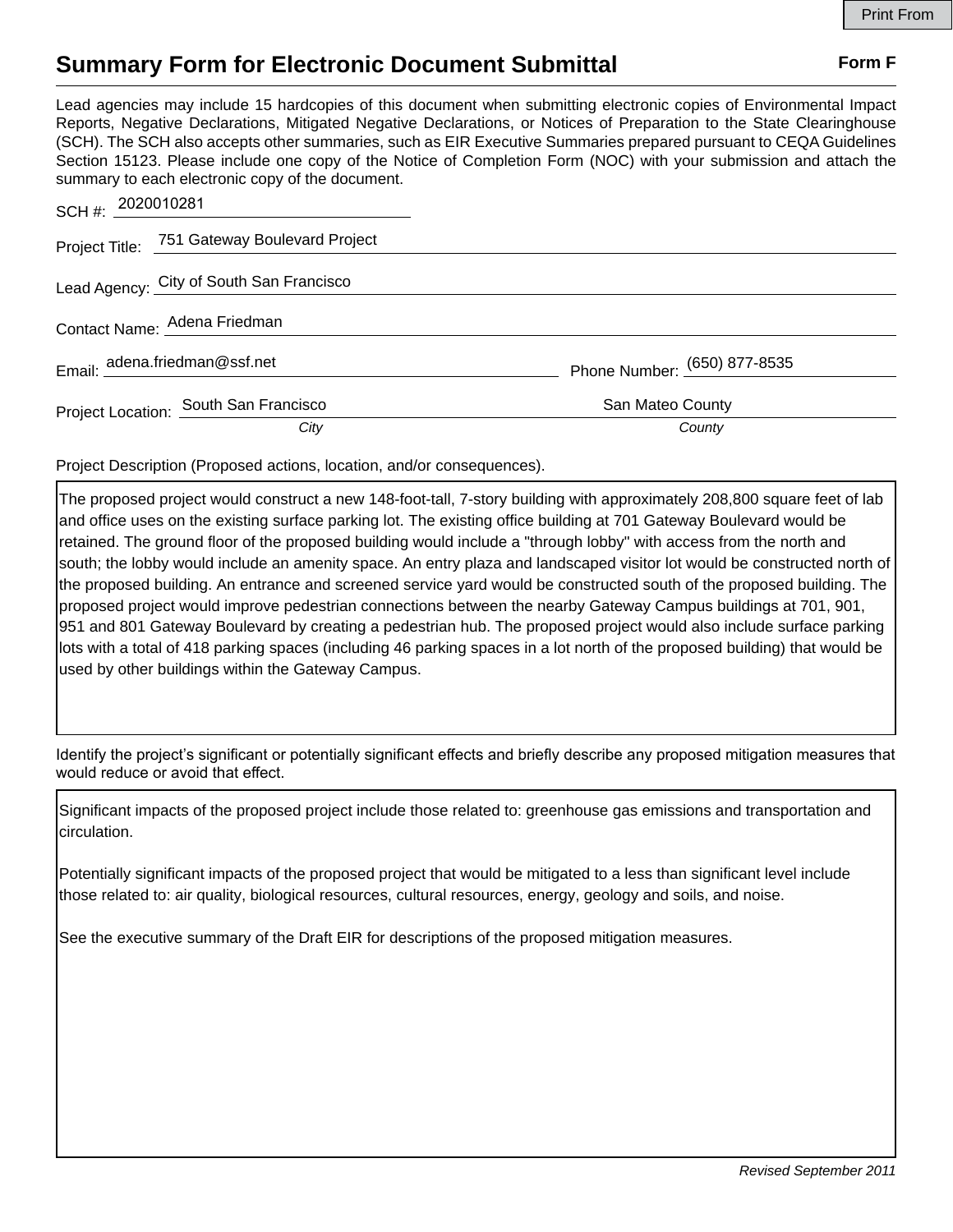Print From

# Summary Form for Electronic Document Submittal

**Form F**

Lead agencies may include 15 hardcopies of this document when submitting electronic copies of Environmental Impact Reports, Negative Declarations, Mitigated Negative Declarations, or Notices of Preparation to the State Clearinghouse (SCH). The SCH also accepts other summaries, such as EIR Executive Summaries prepared pursuant to CEQA Guidelines Section 15123. Please include one copy of the Notice of Completion Form (NOC) with your submission and attach the summary to each electronic copy of the document.

SCH #: 2020010281

Project Title: 751 Gateway Boulevard Project

Lead Agency: City of South San Francisco

Contact Name: Adena Friedman

Email: adena.friedman@ssf.net Phone Number: (650) 877-8535

Project Location: South San Francisco (*City*) San Mateo County (*County*)

Project Description (Proposed actions, location, and/or consequences).

The proposed project would construct a new 148-foot-tall, 7-story building with approximately 208,800 square feet of lab and office uses on the existing surface parking lot. The existing office building at 701 Gateway Boulevard would be retained. The ground floor of the proposed building would include a "through lobby" with access from the north and south; the lobby would include an amenity space. An entry plaza and landscaped visitor lot would be constructed north of the proposed building. An entrance and screened service yard would be constructed south of the proposed building. The proposed project would improve pedestrian connections between the nearby Gateway Campus buildings at 701, 901, 951 and 801 Gateway Boulevard by creating a pedestrian hub. The proposed project would also include surface parking lots with a total of 418 parking spaces (including 46 parking spaces in a lot north of the proposed building) that would be used by other buildings within the Gateway Campus.

Identify the project's significant or potentially significant effects and briefly describe any proposed mitigation measures that would reduce or avoid that effect.

Significant impacts of the proposed project include those related to: greenhouse gas emissions and transportation and circulation.

Potentially significant impacts of the proposed project that would be mitigated to a less than significant level include those related to: air quality, biological resources, cultural resources, energy, geology and soils, and noise.

See the executive summary of the Draft EIR for descriptions of the proposed mitigation measures.

*Revised September 2011*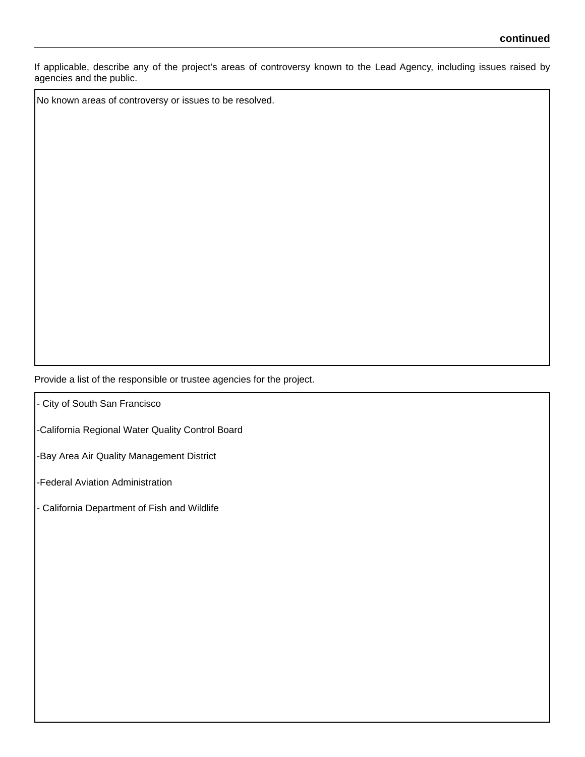**continued**

If applicable, describe any of the project's areas of controversy known to the Lead Agency, including issues raised by agencies and the public.

No known areas of controversy or issues to be resolved.

Provide a list of the responsible or trustee agencies for the project.

- City of South San Francisco
- California Regional Water Quality Control Board
- Bay Area Air Quality Management District
- Federal Aviation Administration
- California Department of Fish and Wildlife